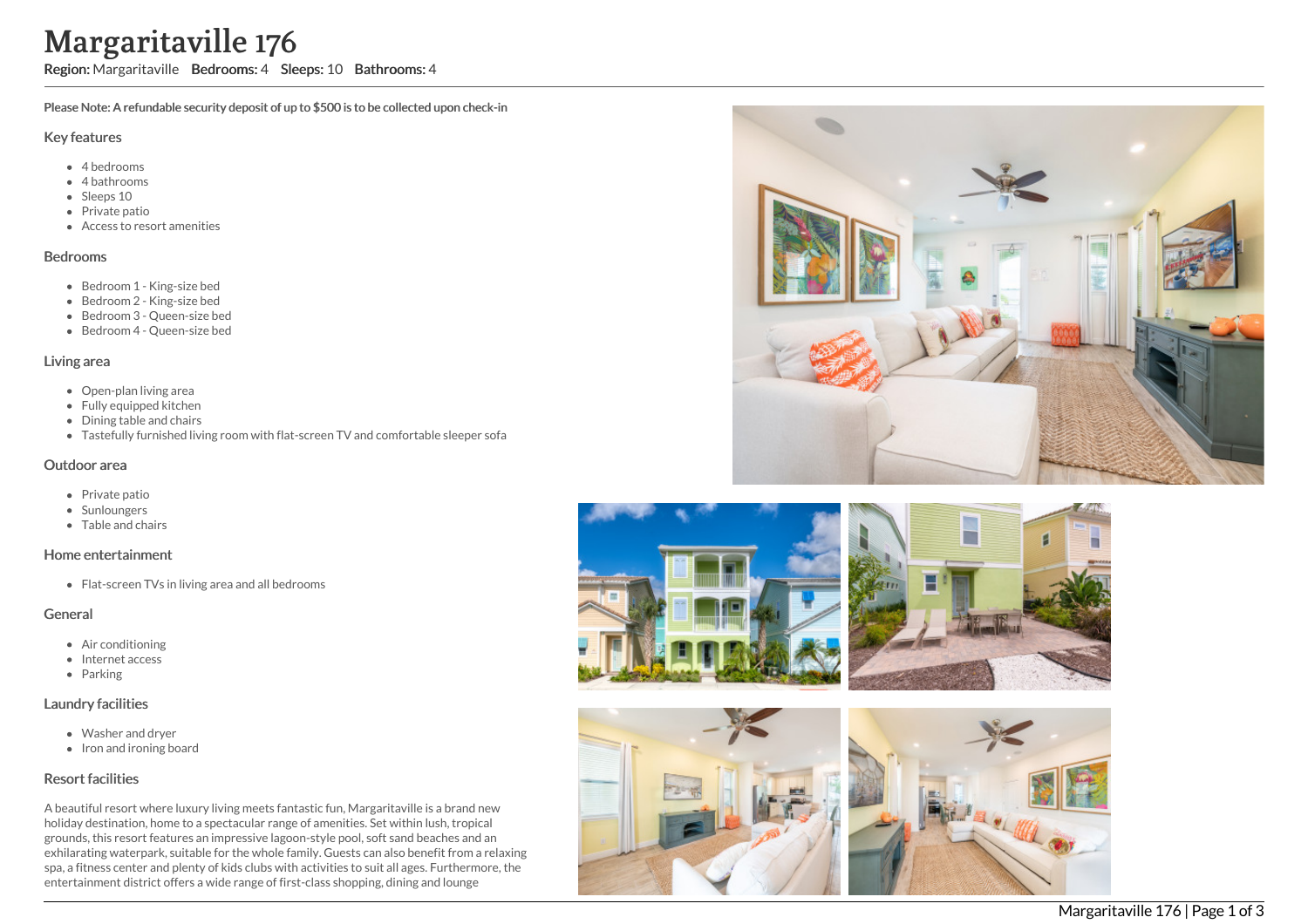# Margaritaville 176

**Region:** Margaritaville **Bedrooms:** 4 **Sleeps:** 10 **Bathrooms:** 4

**Please Note: A refundable security deposit of up to $500 is to be collected upon check-in**

## Key features

- 4 bedrooms
- 4 bathrooms
- Sleeps 10
- Private patio
- Access to resort amenities

## Bedrooms

- Bedroom 1 - King-size bed
- Bedroom 2 - King-size bed
- Bedroom 3 - Queen-size bed
- Bedroom 4 - Queen-size bed

## Living area

- Open-plan living area
- Fully equipped kitchen
- Dining table and chairs
- Tastefully furnished living room with flat-screen TV and comfortable sleeper sofa

## Outdoor area

- Private patio
- Sunloungers
- Table and chairs

## Home entertainment

- Flat-screen TVs in living area and all bedrooms

## General

- Air conditioning
- Internet access
- Parking

## Laundry facilities

- Washer and dryer
- Iron and ironing board

## Resort facilities

A beautiful resort where luxury living meets fantastic fun, Margaritaville is a brand new holiday destination, home to a spectacular range of amenities. Set within lush, tropical grounds, this resort features an impressive lagoon-style pool, soft sand beaches and an exhilarating waterpark, suitable for the whole family. Guests can also benefit from a relaxing spa, a fitness center and plenty of kids clubs with activities to suit all ages. Furthermore, the entertainment district offers a wide range of first-class shopping, dining and lounge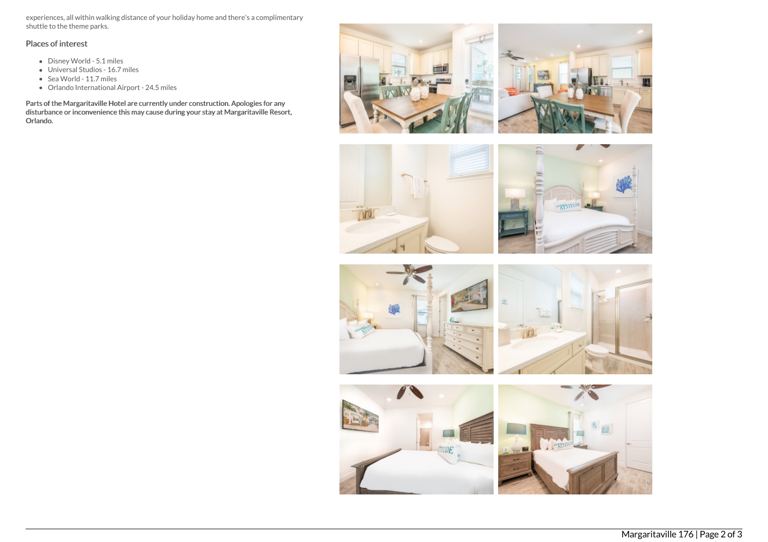experiences, all within walking distance of your holiday home and there's a complimentary shuttle to the theme parks.

### Places of interest

- Disney World - 5.1 miles
- Universal Studios - 16.7 miles
- Sea World - 11.7 miles
- Orlando International Airport - 24.5 miles

**Parts of the Margaritaville Hotel are currently under construction. Apologies for any disturbance or inconvenience this may cause during your stay at Margaritaville Resort, Orlando.**